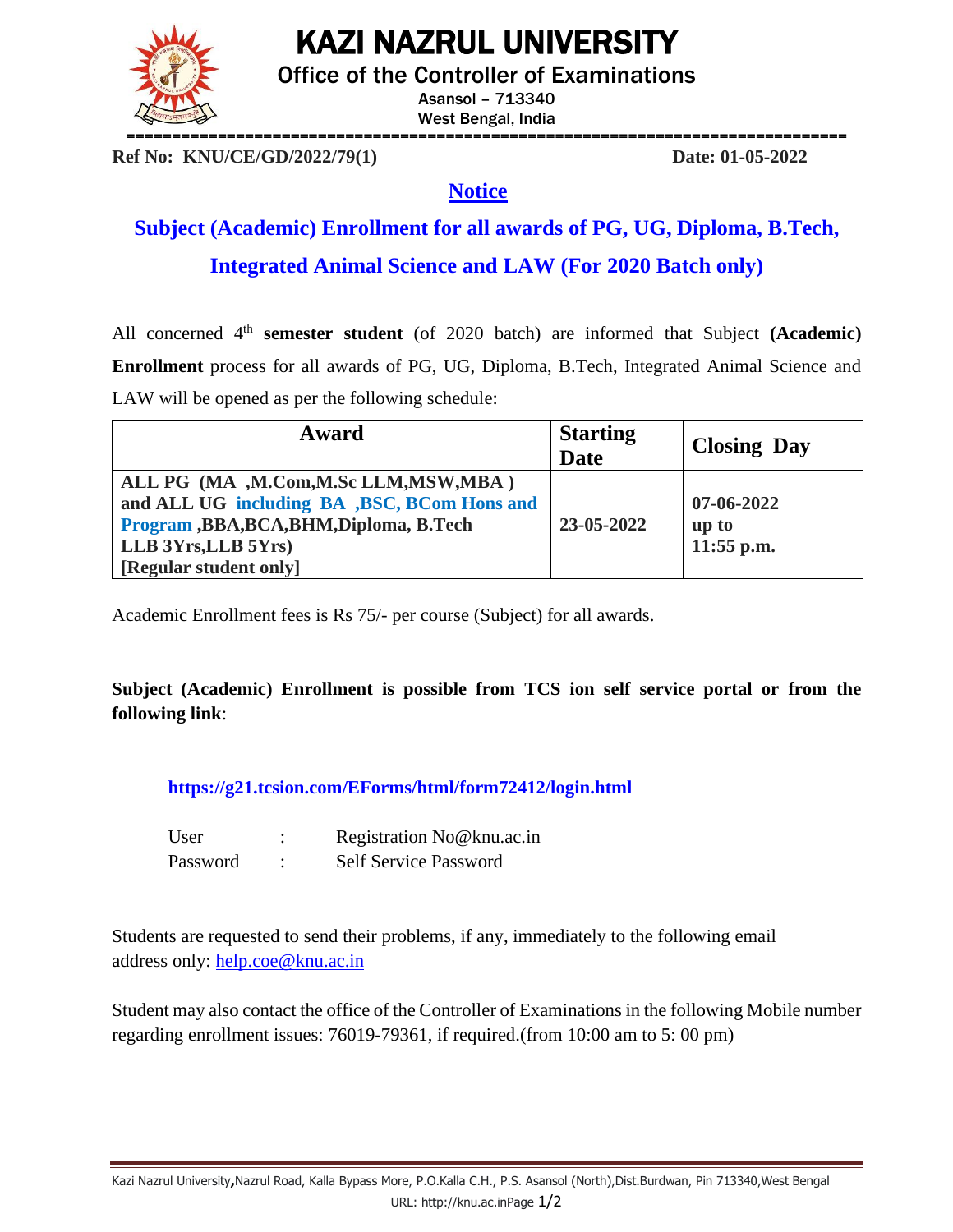# KAZI NAZRUL UNIVERSITY

## Office of the Controller of Examinations

Asansol – 713340
West Bengal, India

**Ref No: KNU/CE/GD/2022/79(1)** **Date: 01-05-2022**

## Notice

### Subject (Academic) Enrollment for all awards of PG, UG, Diploma, B.Tech, Integrated Animal Science and LAW (For 2020 Batch only)

All concerned 4th **semester student** (of 2020 batch) are informed that Subject **(Academic) Enrollment** process for all awards of PG, UG, Diploma, B.Tech, Integrated Animal Science and LAW will be opened as per the following schedule:

| Award | Starting Date | Closing Day |
|---|---|---|
| **ALL PG (MA ,M.Com,M.Sc LLM,MSW,MBA ) and ALL UG including BA ,BSC, BCom Hons and Program ,BBA,BCA,BHM,Diploma, B.Tech LLB 3Yrs,LLB 5Yrs) [Regular student only]** | **23-05-2022** | **07-06-2022 up to 11:55 p.m.** |

Academic Enrollment fees is Rs 75/- per course (Subject) for all awards.

**Subject (Academic) Enrollment is possible from TCS ion self service portal or from the following link**:

**https://g21.tcsion.com/EForms/html/form72412/login.html**

User : Registration No@knu.ac.in
Password : Self Service Password

Students are requested to send their problems, if any, immediately to the following email address only: help.coe@knu.ac.in

Student may also contact the office of the Controller of Examinations in the following Mobile number regarding enrollment issues: 76019-79361, if required.(from 10:00 am to 5: 00 pm)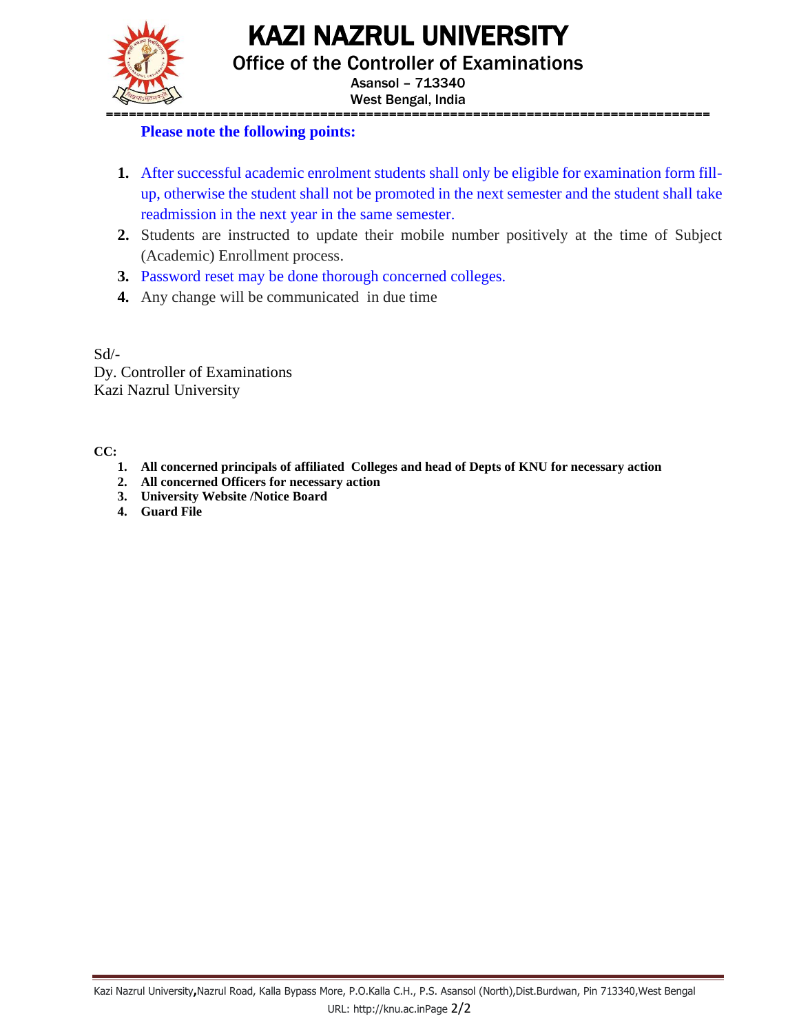**Please note the following points:**

1. After successful academic enrolment students shall only be eligible for examination form fill-up, otherwise the student shall not be promoted in the next semester and the student shall take readmission in the next year in the same semester.
2. Students are instructed to update their mobile number positively at the time of Subject (Academic) Enrollment process.
3. Password reset may be done thorough concerned colleges.
4. Any change will be communicated in due time

Sd/-
Dy. Controller of Examinations
Kazi Nazrul University

**CC:**

1. **All concerned principals of affiliated Colleges and head of Depts of KNU for necessary action**
2. **All concerned Officers for necessary action**
3. **University Website /Notice Board**
4. **Guard File**